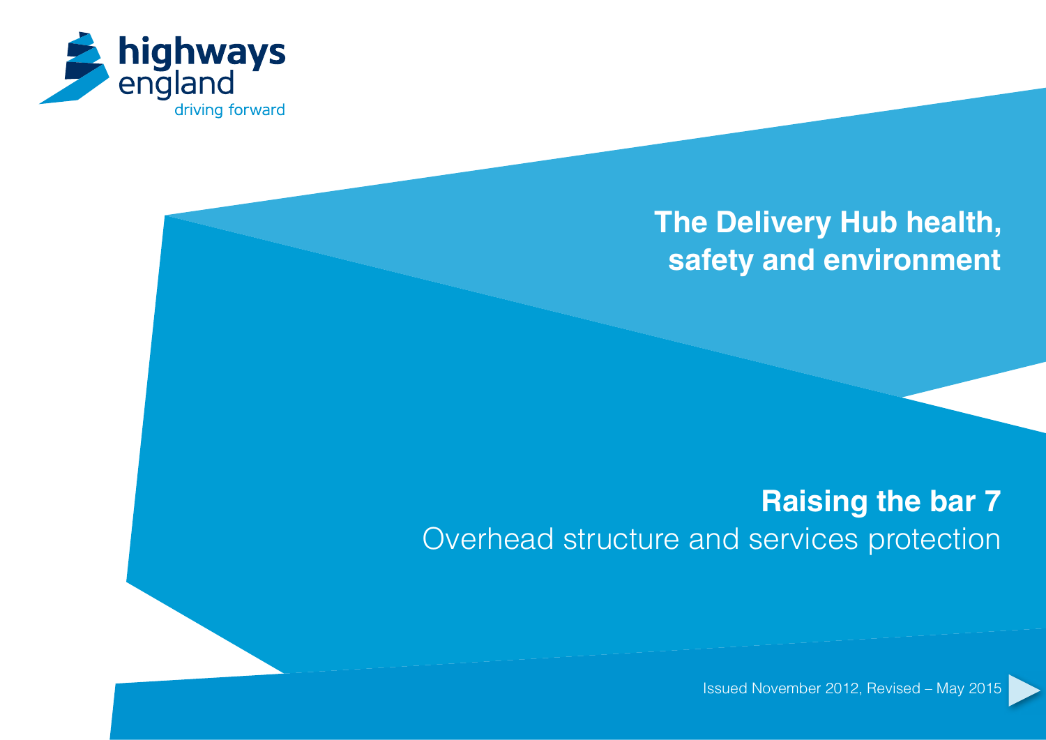highways england
driving forward

# The Delivery Hub health, safety and environment

## Raising the bar 7
Overhead structure and services protection

Issued November 2012, Revised – May 2015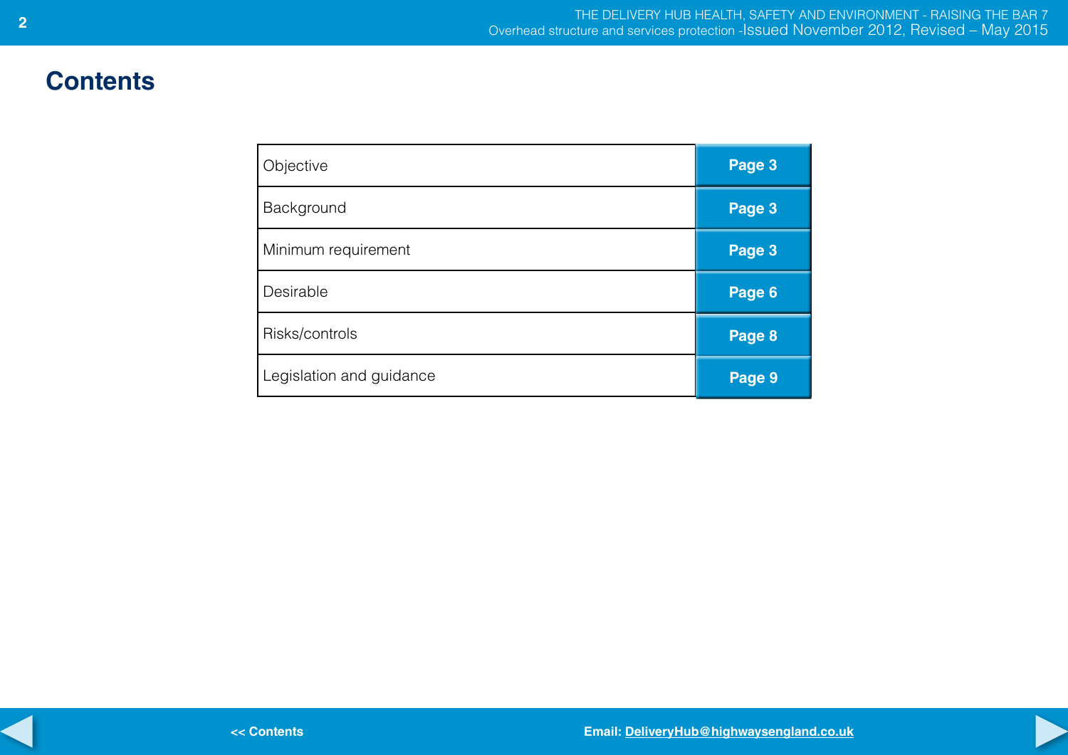# Contents

| | |
|---|---|
| Objective | Page 3 |
| Background | Page 3 |
| Minimum requirement | Page 3 |
| Desirable | Page 6 |
| Risks/controls | Page 8 |
| Legislation and guidance | Page 9 |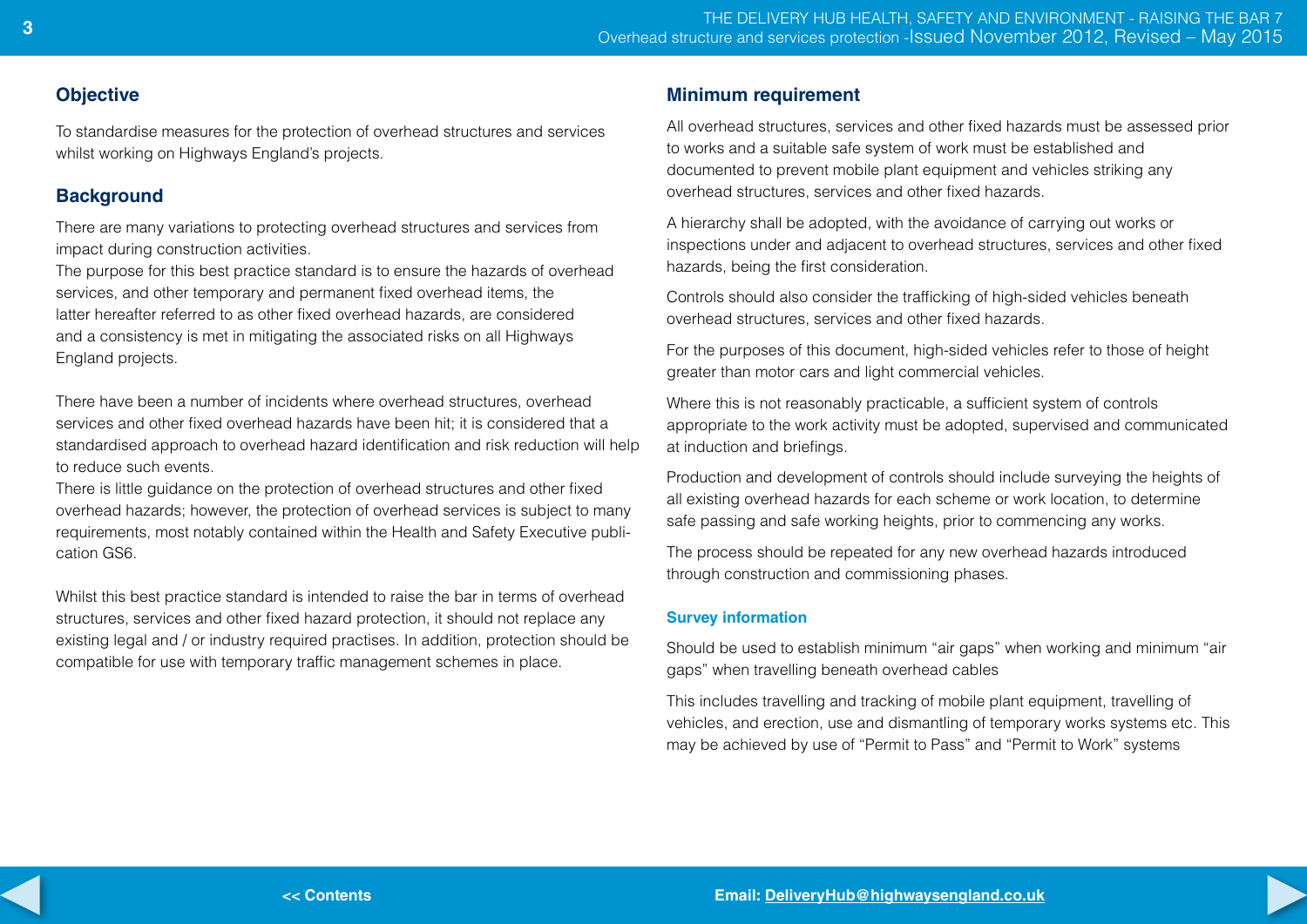## Objective

To standardise measures for the protection of overhead structures and services whilst working on Highways England's projects.

## Background

There are many variations to protecting overhead structures and services from impact during construction activities.
The purpose for this best practice standard is to ensure the hazards of overhead services, and other temporary and permanent fixed overhead items, the latter hereafter referred to as other fixed overhead hazards, are considered and a consistency is met in mitigating the associated risks on all Highways England projects.

There have been a number of incidents where overhead structures, overhead services and other fixed overhead hazards have been hit; it is considered that a standardised approach to overhead hazard identification and risk reduction will help to reduce such events.
There is little guidance on the protection of overhead structures and other fixed overhead hazards; however, the protection of overhead services is subject to many requirements, most notably contained within the Health and Safety Executive publication GS6.

Whilst this best practice standard is intended to raise the bar in terms of overhead structures, services and other fixed hazard protection, it should not replace any existing legal and / or industry required practises. In addition, protection should be compatible for use with temporary traffic management schemes in place.

## Minimum requirement

All overhead structures, services and other fixed hazards must be assessed prior to works and a suitable safe system of work must be established and documented to prevent mobile plant equipment and vehicles striking any overhead structures, services and other fixed hazards.

A hierarchy shall be adopted, with the avoidance of carrying out works or inspections under and adjacent to overhead structures, services and other fixed hazards, being the first consideration.

Controls should also consider the trafficking of high-sided vehicles beneath overhead structures, services and other fixed hazards.

For the purposes of this document, high-sided vehicles refer to those of height greater than motor cars and light commercial vehicles.

Where this is not reasonably practicable, a sufficient system of controls appropriate to the work activity must be adopted, supervised and communicated at induction and briefings.

Production and development of controls should include surveying the heights of all existing overhead hazards for each scheme or work location, to determine safe passing and safe working heights, prior to commencing any works.

The process should be repeated for any new overhead hazards introduced through construction and commissioning phases.

### Survey information

Should be used to establish minimum "air gaps" when working and minimum "air gaps" when travelling beneath overhead cables

This includes travelling and tracking of mobile plant equipment, travelling of vehicles, and erection, use and dismantling of temporary works systems etc. This may be achieved by use of "Permit to Pass" and "Permit to Work" systems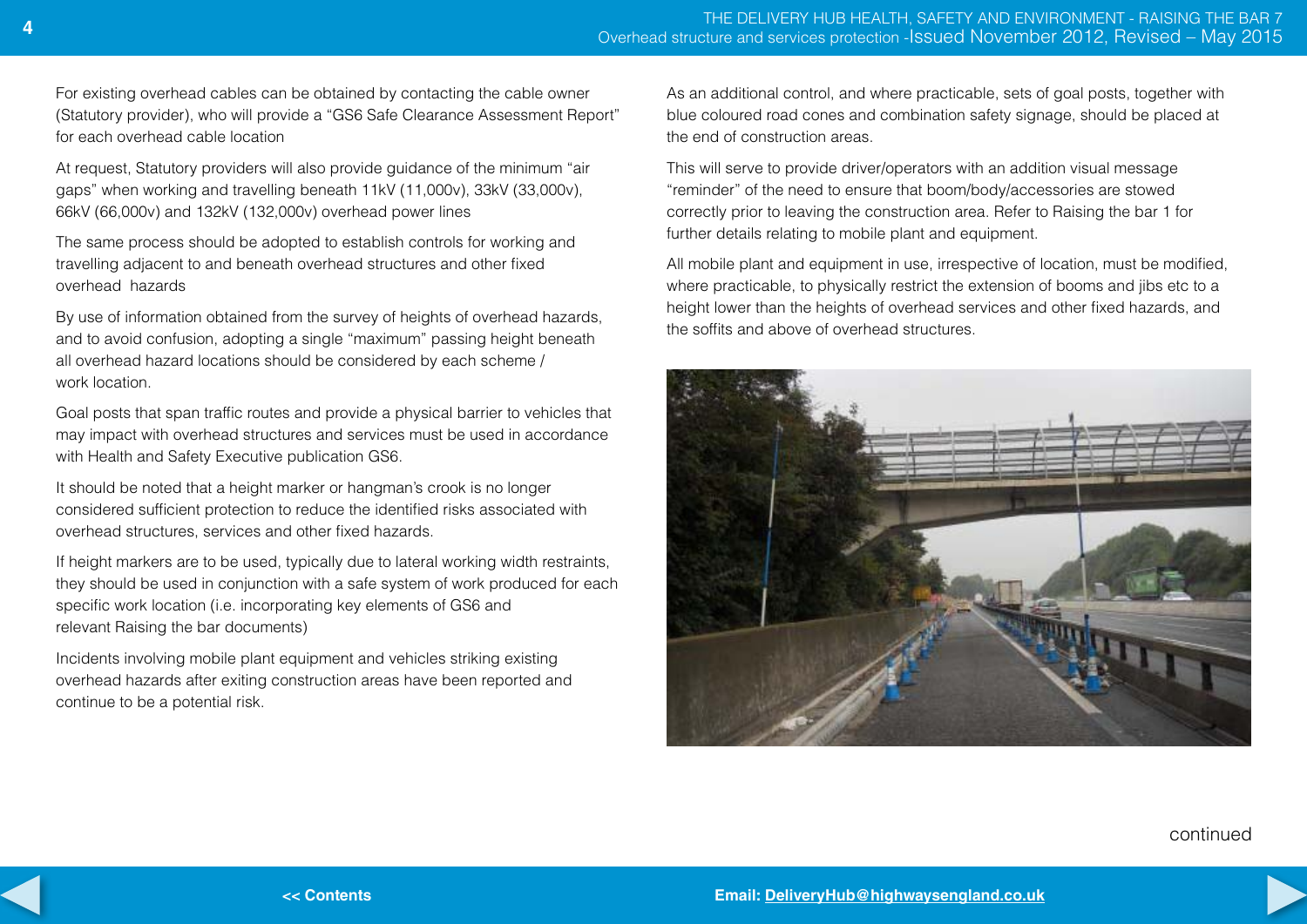For existing overhead cables can be obtained by contacting the cable owner (Statutory provider), who will provide a "GS6 Safe Clearance Assessment Report" for each overhead cable location

At request, Statutory providers will also provide guidance of the minimum "air gaps" when working and travelling beneath 11kV (11,000v), 33kV (33,000v), 66kV (66,000v) and 132kV (132,000v) overhead power lines

The same process should be adopted to establish controls for working and travelling adjacent to and beneath overhead structures and other fixed overhead hazards

By use of information obtained from the survey of heights of overhead hazards, and to avoid confusion, adopting a single "maximum" passing height beneath all overhead hazard locations should be considered by each scheme / work location.

Goal posts that span traffic routes and provide a physical barrier to vehicles that may impact with overhead structures and services must be used in accordance with Health and Safety Executive publication GS6.

It should be noted that a height marker or hangman's crook is no longer considered sufficient protection to reduce the identified risks associated with overhead structures, services and other fixed hazards.

If height markers are to be used, typically due to lateral working width restraints, they should be used in conjunction with a safe system of work produced for each specific work location (i.e. incorporating key elements of GS6 and relevant Raising the bar documents)

Incidents involving mobile plant equipment and vehicles striking existing overhead hazards after exiting construction areas have been reported and continue to be a potential risk.

As an additional control, and where practicable, sets of goal posts, together with blue coloured road cones and combination safety signage, should be placed at the end of construction areas.

This will serve to provide driver/operators with an addition visual message "reminder" of the need to ensure that boom/body/accessories are stowed correctly prior to leaving the construction area. Refer to Raising the bar 1 for further details relating to mobile plant and equipment.

All mobile plant and equipment in use, irrespective of location, must be modified, where practicable, to physically restrict the extension of booms and jibs etc to a height lower than the heights of overhead services and other fixed hazards, and the soffits and above of overhead structures.

continued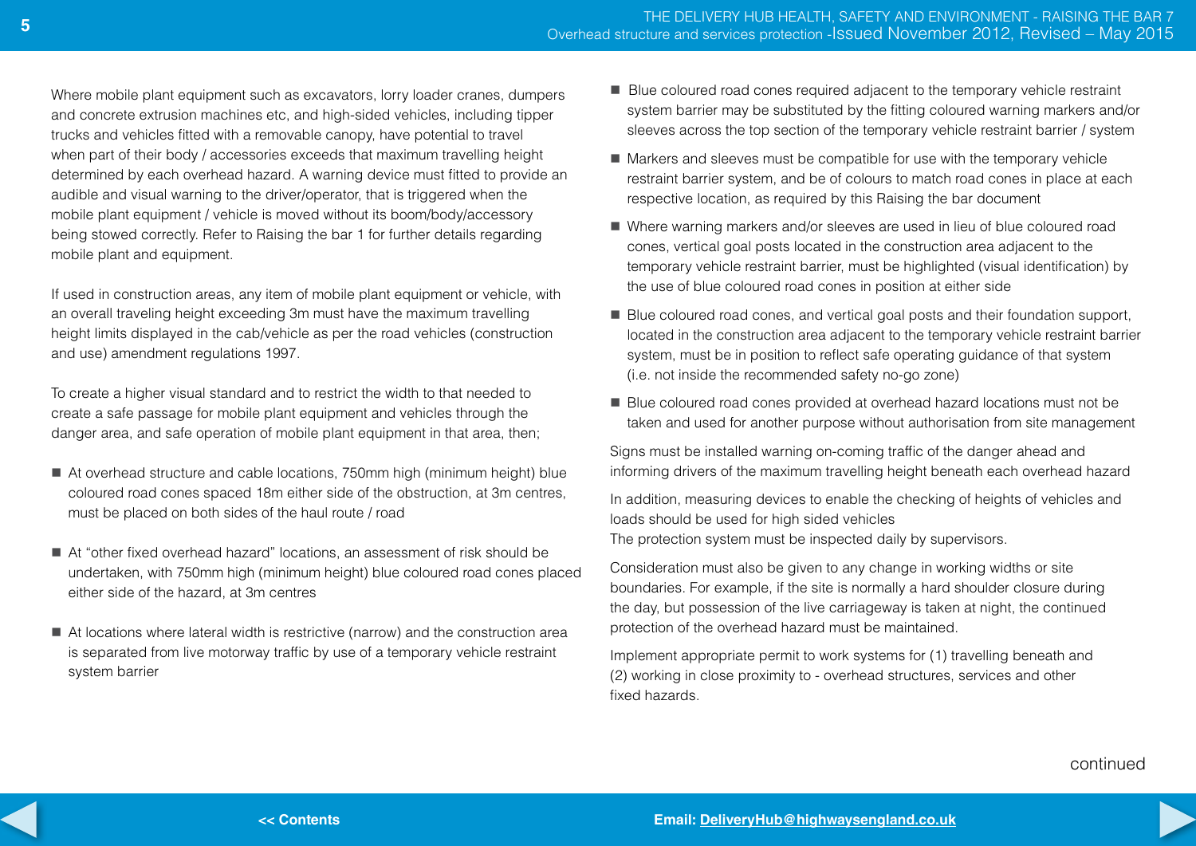Where mobile plant equipment such as excavators, lorry loader cranes, dumpers and concrete extrusion machines etc, and high-sided vehicles, including tipper trucks and vehicles fitted with a removable canopy, have potential to travel when part of their body / accessories exceeds that maximum travelling height determined by each overhead hazard. A warning device must fitted to provide an audible and visual warning to the driver/operator, that is triggered when the mobile plant equipment / vehicle is moved without its boom/body/accessory being stowed correctly. Refer to Raising the bar 1 for further details regarding mobile plant and equipment.

If used in construction areas, any item of mobile plant equipment or vehicle, with an overall traveling height exceeding 3m must have the maximum travelling height limits displayed in the cab/vehicle as per the road vehicles (construction and use) amendment regulations 1997.

To create a higher visual standard and to restrict the width to that needed to create a safe passage for mobile plant equipment and vehicles through the danger area, and safe operation of mobile plant equipment in that area, then;

- At overhead structure and cable locations, 750mm high (minimum height) blue coloured road cones spaced 18m either side of the obstruction, at 3m centres, must be placed on both sides of the haul route / road
- At "other fixed overhead hazard" locations, an assessment of risk should be undertaken, with 750mm high (minimum height) blue coloured road cones placed either side of the hazard, at 3m centres
- At locations where lateral width is restrictive (narrow) and the construction area is separated from live motorway traffic by use of a temporary vehicle restraint system barrier
- Blue coloured road cones required adjacent to the temporary vehicle restraint system barrier may be substituted by the fitting coloured warning markers and/or sleeves across the top section of the temporary vehicle restraint barrier / system
- Markers and sleeves must be compatible for use with the temporary vehicle restraint barrier system, and be of colours to match road cones in place at each respective location, as required by this Raising the bar document
- Where warning markers and/or sleeves are used in lieu of blue coloured road cones, vertical goal posts located in the construction area adjacent to the temporary vehicle restraint barrier, must be highlighted (visual identification) by the use of blue coloured road cones in position at either side
- Blue coloured road cones, and vertical goal posts and their foundation support, located in the construction area adjacent to the temporary vehicle restraint barrier system, must be in position to reflect safe operating guidance of that system (i.e. not inside the recommended safety no-go zone)
- Blue coloured road cones provided at overhead hazard locations must not be taken and used for another purpose without authorisation from site management

Signs must be installed warning on-coming traffic of the danger ahead and informing drivers of the maximum travelling height beneath each overhead hazard

In addition, measuring devices to enable the checking of heights of vehicles and loads should be used for high sided vehicles
The protection system must be inspected daily by supervisors.

Consideration must also be given to any change in working widths or site boundaries. For example, if the site is normally a hard shoulder closure during the day, but possession of the live carriageway is taken at night, the continued protection of the overhead hazard must be maintained.

Implement appropriate permit to work systems for (1) travelling beneath and (2) working in close proximity to - overhead structures, services and other fixed hazards.

continued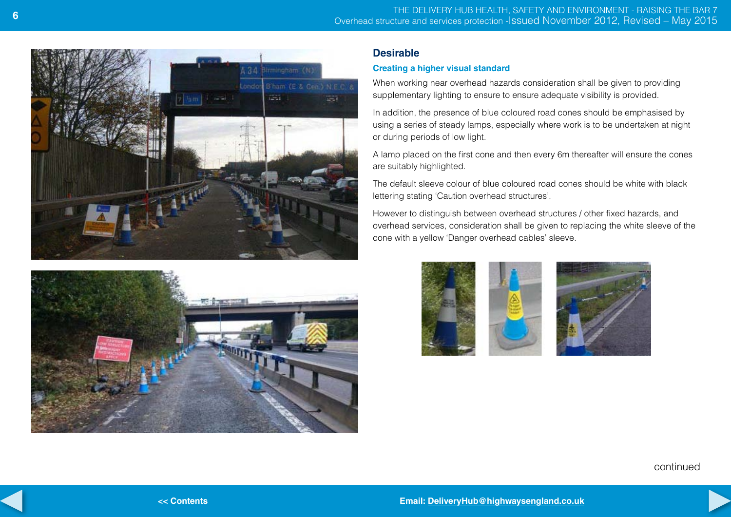## Desirable

### Creating a higher visual standard

When working near overhead hazards consideration shall be given to providing supplementary lighting to ensure to ensure adequate visibility is provided.

In addition, the presence of blue coloured road cones should be emphasised by using a series of steady lamps, especially where work is to be undertaken at night or during periods of low light.

A lamp placed on the first cone and then every 6m thereafter will ensure the cones are suitably highlighted.

The default sleeve colour of blue coloured road cones should be white with black lettering stating 'Caution overhead structures'.

However to distinguish between overhead structures / other fixed hazards, and overhead services, consideration shall be given to replacing the white sleeve of the cone with a yellow 'Danger overhead cables' sleeve.

continued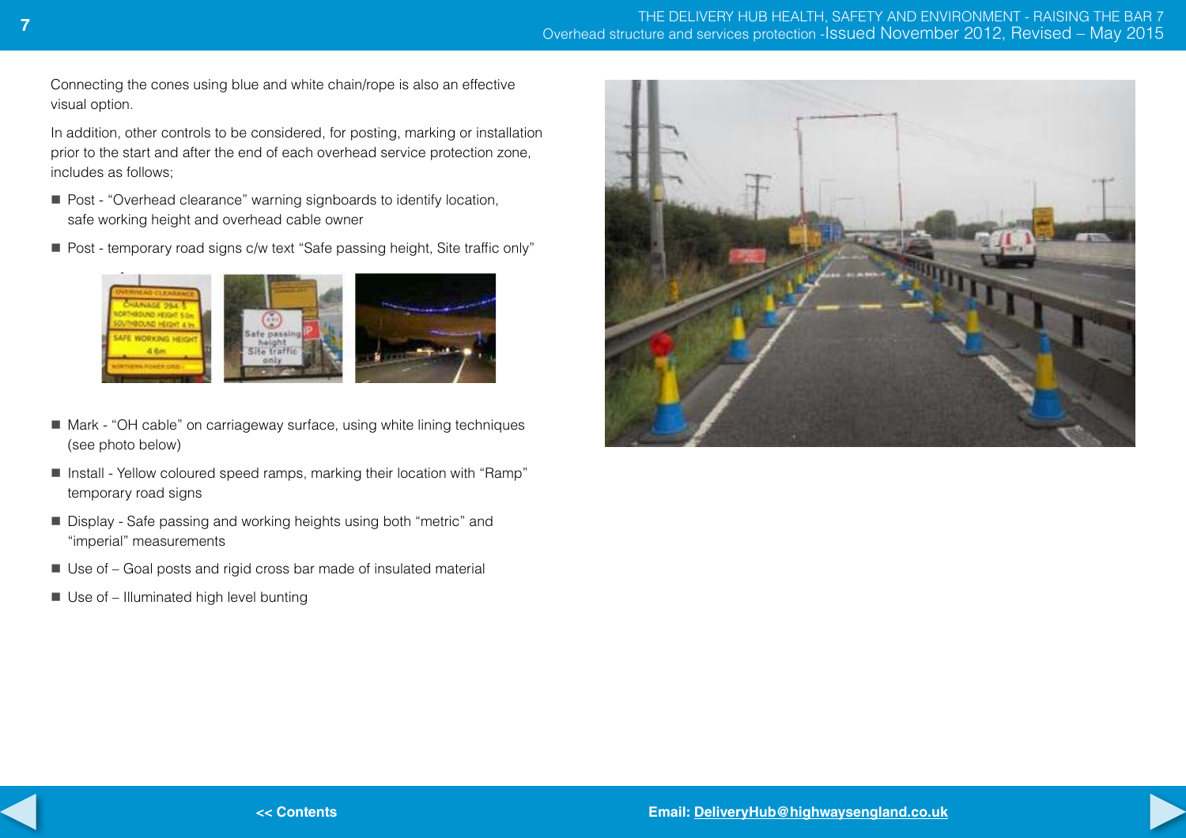Connecting the cones using blue and white chain/rope is also an effective visual option.

In addition, other controls to be considered, for posting, marking or installation prior to the start and after the end of each overhead service protection zone, includes as follows;

- Post - "Overhead clearance" warning signboards to identify location, safe working height and overhead cable owner
- Post - temporary road signs c/w text "Safe passing height, Site traffic only"
- Mark - "OH cable" on carriageway surface, using white lining techniques (see photo below)
- Install - Yellow coloured speed ramps, marking their location with "Ramp" temporary road signs
- Display - Safe passing and working heights using both "metric" and "imperial" measurements
- Use of – Goal posts and rigid cross bar made of insulated material
- Use of – Illuminated high level bunting

<< Contents

Email: DeliveryHub@highwaysengland.co.uk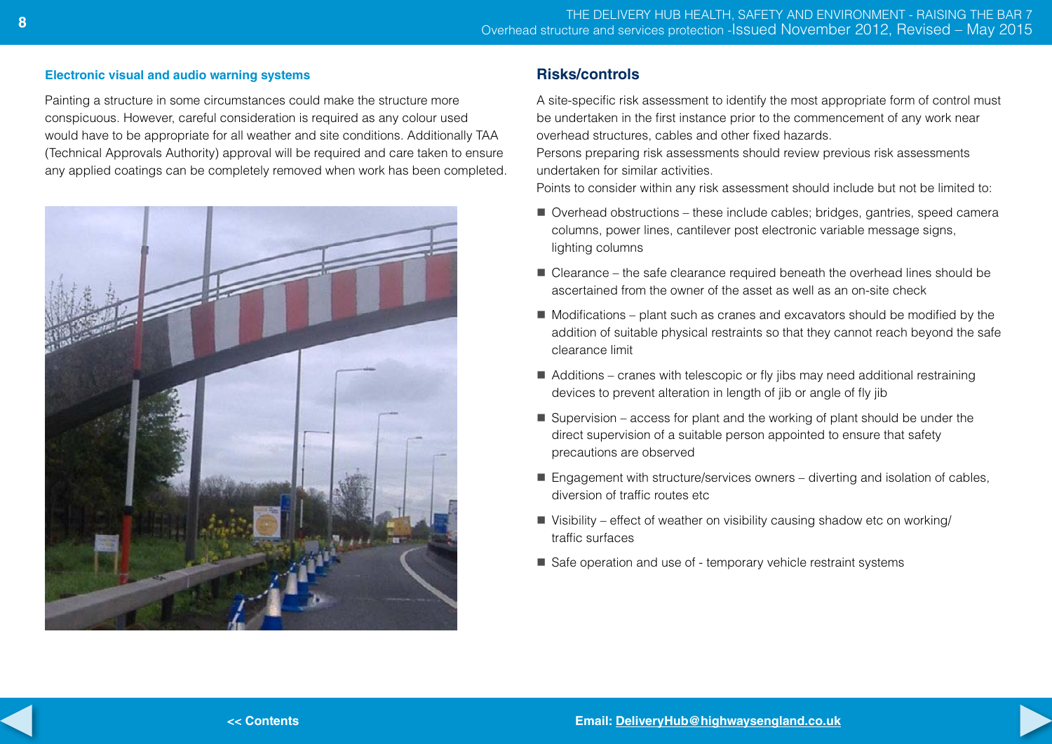### Electronic visual and audio warning systems

Painting a structure in some circumstances could make the structure more conspicuous. However, careful consideration is required as any colour used would have to be appropriate for all weather and site conditions. Additionally TAA (Technical Approvals Authority) approval will be required and care taken to ensure any applied coatings can be completely removed when work has been completed.

## Risks/controls

A site-specific risk assessment to identify the most appropriate form of control must be undertaken in the first instance prior to the commencement of any work near overhead structures, cables and other fixed hazards.

Persons preparing risk assessments should review previous risk assessments undertaken for similar activities.

Points to consider within any risk assessment should include but not be limited to:

- Overhead obstructions – these include cables; bridges, gantries, speed camera columns, power lines, cantilever post electronic variable message signs, lighting columns
- Clearance – the safe clearance required beneath the overhead lines should be ascertained from the owner of the asset as well as an on-site check
- Modifications – plant such as cranes and excavators should be modified by the addition of suitable physical restraints so that they cannot reach beyond the safe clearance limit
- Additions – cranes with telescopic or fly jibs may need additional restraining devices to prevent alteration in length of jib or angle of fly jib
- Supervision – access for plant and the working of plant should be under the direct supervision of a suitable person appointed to ensure that safety precautions are observed
- Engagement with structure/services owners – diverting and isolation of cables, diversion of traffic routes etc
- Visibility – effect of weather on visibility causing shadow etc on working/ traffic surfaces
- Safe operation and use of - temporary vehicle restraint systems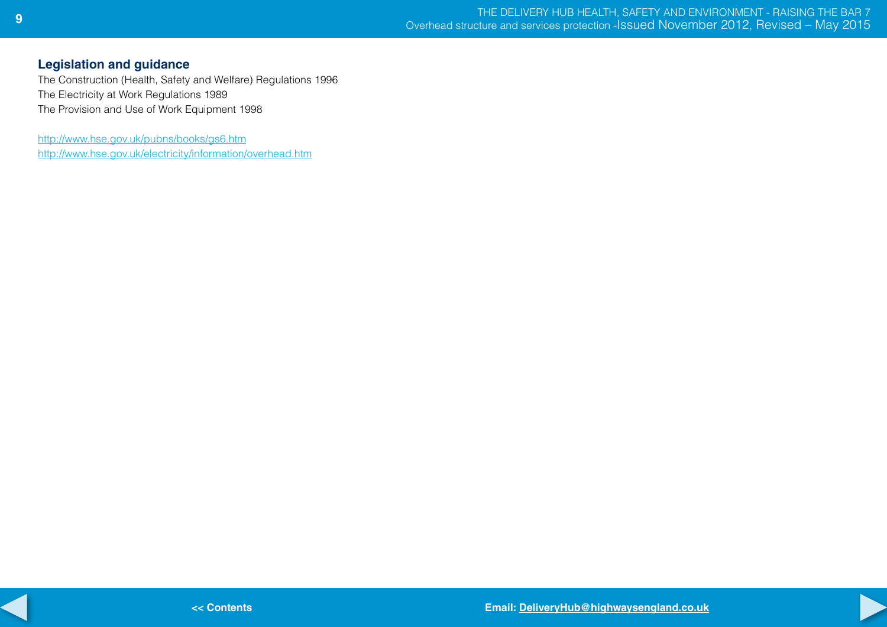## Legislation and guidance

The Construction (Health, Safety and Welfare) Regulations 1996
The Electricity at Work Regulations 1989
The Provision and Use of Work Equipment 1998

http://www.hse.gov.uk/pubns/books/gs6.htm
http://www.hse.gov.uk/electricity/information/overhead.htm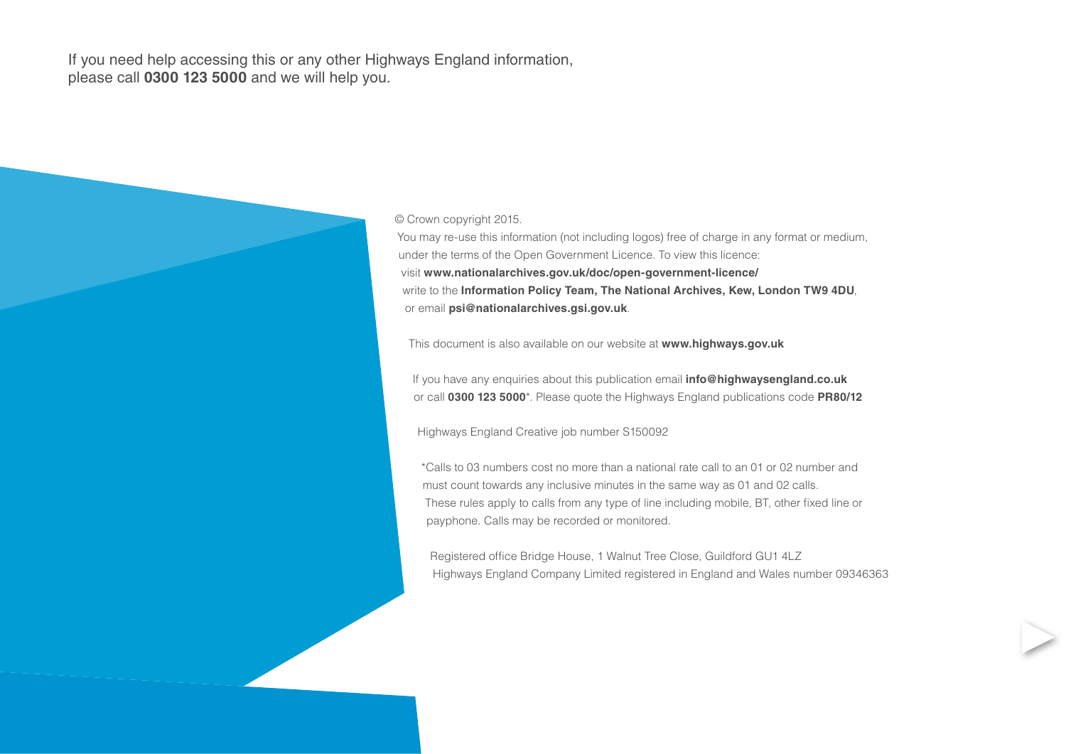If you need help accessing this or any other Highways England information, please call **0300 123 5000** and we will help you.

© Crown copyright 2015.
You may re-use this information (not including logos) free of charge in any format or medium, under the terms of the Open Government Licence. To view this licence:
visit **www.nationalarchives.gov.uk/doc/open-government-licence/**
write to the **Information Policy Team, The National Archives, Kew, London TW9 4DU**,
or email **psi@nationalarchives.gsi.gov.uk**.

This document is also available on our website at **www.highways.gov.uk**

If you have any enquiries about this publication email **info@highwaysengland.co.uk** or call **0300 123 5000***. Please quote the Highways England publications code **PR80/12**

Highways England Creative job number S150092

*Calls to 03 numbers cost no more than a national rate call to an 01 or 02 number and must count towards any inclusive minutes in the same way as 01 and 02 calls.
These rules apply to calls from any type of line including mobile, BT, other fixed line or payphone. Calls may be recorded or monitored.

Registered office Bridge House, 1 Walnut Tree Close, Guildford GU1 4LZ
Highways England Company Limited registered in England and Wales number 09346363